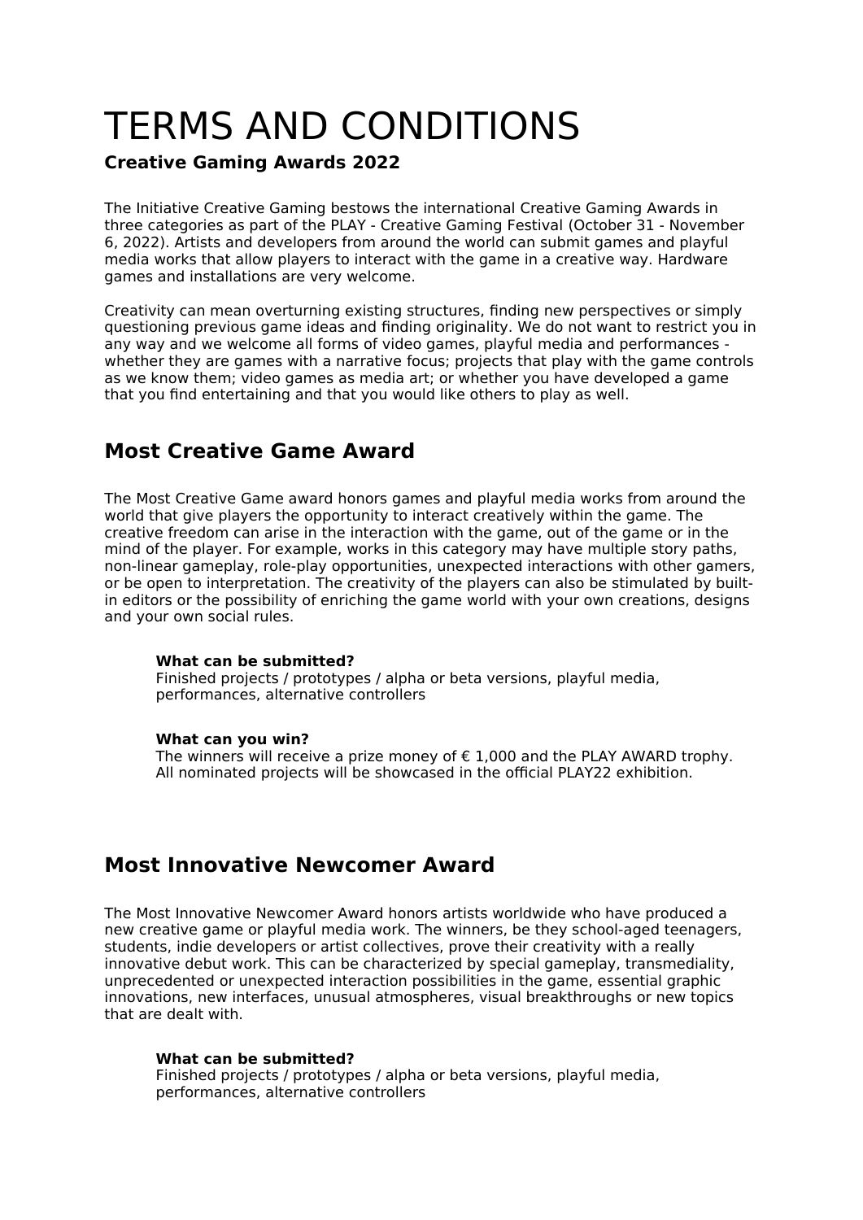# TERMS AND CONDITIONS

**Creative Gaming Awards 2022**

The Initiative Creative Gaming bestows the international Creative Gaming Awards in three categories as part of the PLAY - Creative Gaming Festival (October 31 - November 6, 2022). Artists and developers from around the world can submit games and playful media works that allow players to interact with the game in a creative way. Hardware games and installations are very welcome.

Creativity can mean overturning existing structures, finding new perspectives or simply questioning previous game ideas and finding originality. We do not want to restrict you in any way and we welcome all forms of video games, playful media and performances - whether they are games with a narrative focus; projects that play with the game controls as we know them; video games as media art; or whether you have developed a game that you find entertaining and that you would like others to play as well.

## Most Creative Game Award

The Most Creative Game award honors games and playful media works from around the world that give players the opportunity to interact creatively within the game. The creative freedom can arise in the interaction with the game, out of the game or in the mind of the player. For example, works in this category may have multiple story paths, non-linear gameplay, role-play opportunities, unexpected interactions with other gamers, or be open to interpretation. The creativity of the players can also be stimulated by built-in editors or the possibility of enriching the game world with your own creations, designs and your own social rules.

**What can be submitted?**
Finished projects / prototypes / alpha or beta versions, playful media, performances, alternative controllers

**What can you win?**
The winners will receive a prize money of € 1,000 and the PLAY AWARD trophy. All nominated projects will be showcased in the official PLAY22 exhibition.

## Most Innovative Newcomer Award

The Most Innovative Newcomer Award honors artists worldwide who have produced a new creative game or playful media work. The winners, be they school-aged teenagers, students, indie developers or artist collectives, prove their creativity with a really innovative debut work. This can be characterized by special gameplay, transmediality, unprecedented or unexpected interaction possibilities in the game, essential graphic innovations, new interfaces, unusual atmospheres, visual breakthroughs or new topics that are dealt with.

**What can be submitted?**
Finished projects / prototypes / alpha or beta versions, playful media, performances, alternative controllers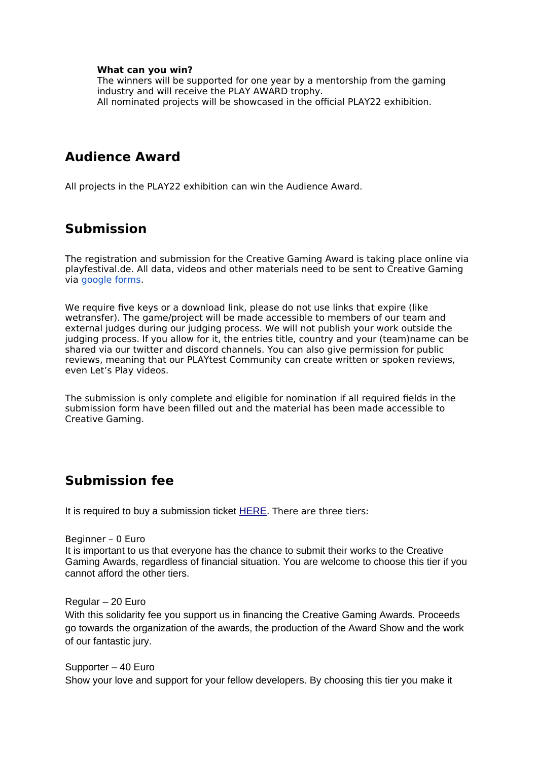**What can you win?**
The winners will be supported for one year by a mentorship from the gaming industry and will receive the PLAY AWARD trophy.
All nominated projects will be showcased in the official PLAY22 exhibition.

## Audience Award

All projects in the PLAY22 exhibition can win the Audience Award.

## Submission

The registration and submission for the Creative Gaming Award is taking place online via playfestival.de. All data, videos and other materials need to be sent to Creative Gaming via google forms.

We require five keys or a download link, please do not use links that expire (like wetransfer). The game/project will be made accessible to members of our team and external judges during our judging process. We will not publish your work outside the judging process. If you allow for it, the entries title, country and your (team)name can be shared via our twitter and discord channels. You can also give permission for public reviews, meaning that our PLAYtest Community can create written or spoken reviews, even Let's Play videos.

The submission is only complete and eligible for nomination if all required fields in the submission form have been filled out and the material has been made accessible to Creative Gaming.

## Submission fee

It is required to buy a submission ticket HERE. There are three tiers:

Beginner – 0 Euro
It is important to us that everyone has the chance to submit their works to the Creative Gaming Awards, regardless of financial situation. You are welcome to choose this tier if you cannot afford the other tiers.

Regular – 20 Euro
With this solidarity fee you support us in financing the Creative Gaming Awards. Proceeds go towards the organization of the awards, the production of the Award Show and the work of our fantastic jury.

Supporter – 40 Euro
Show your love and support for your fellow developers. By choosing this tier you make it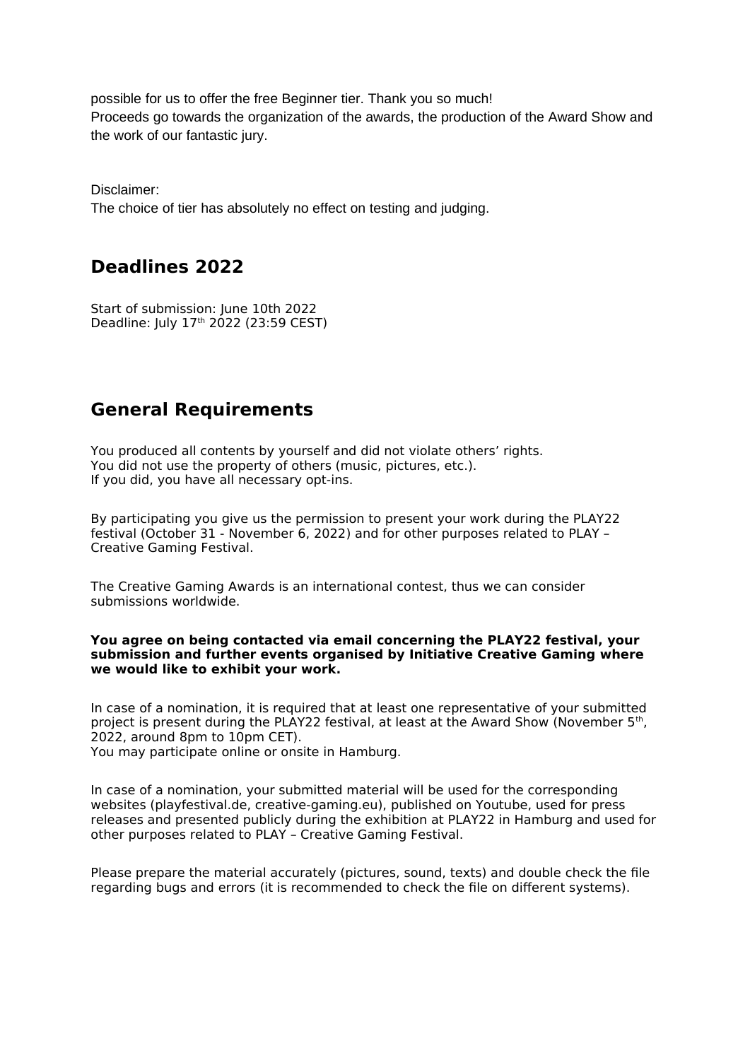possible for us to offer the free Beginner tier. Thank you so much!
Proceeds go towards the organization of the awards, the production of the Award Show and the work of our fantastic jury.

Disclaimer:
The choice of tier has absolutely no effect on testing and judging.

## Deadlines 2022

Start of submission: June 10th 2022
Deadline: July 17th 2022 (23:59 CEST)

## General Requirements

You produced all contents by yourself and did not violate others' rights.
You did not use the property of others (music, pictures, etc.).
If you did, you have all necessary opt-ins.

By participating you give us the permission to present your work during the PLAY22 festival (October 31 - November 6, 2022) and for other purposes related to PLAY – Creative Gaming Festival.

The Creative Gaming Awards is an international contest, thus we can consider submissions worldwide.

**You agree on being contacted via email concerning the PLAY22 festival, your submission and further events organised by Initiative Creative Gaming where we would like to exhibit your work.**

In case of a nomination, it is required that at least one representative of your submitted project is present during the PLAY22 festival, at least at the Award Show (November 5th, 2022, around 8pm to 10pm CET).
You may participate online or onsite in Hamburg.

In case of a nomination, your submitted material will be used for the corresponding websites (playfestival.de, creative-gaming.eu), published on Youtube, used for press releases and presented publicly during the exhibition at PLAY22 in Hamburg and used for other purposes related to PLAY – Creative Gaming Festival.

Please prepare the material accurately (pictures, sound, texts) and double check the file regarding bugs and errors (it is recommended to check the file on different systems).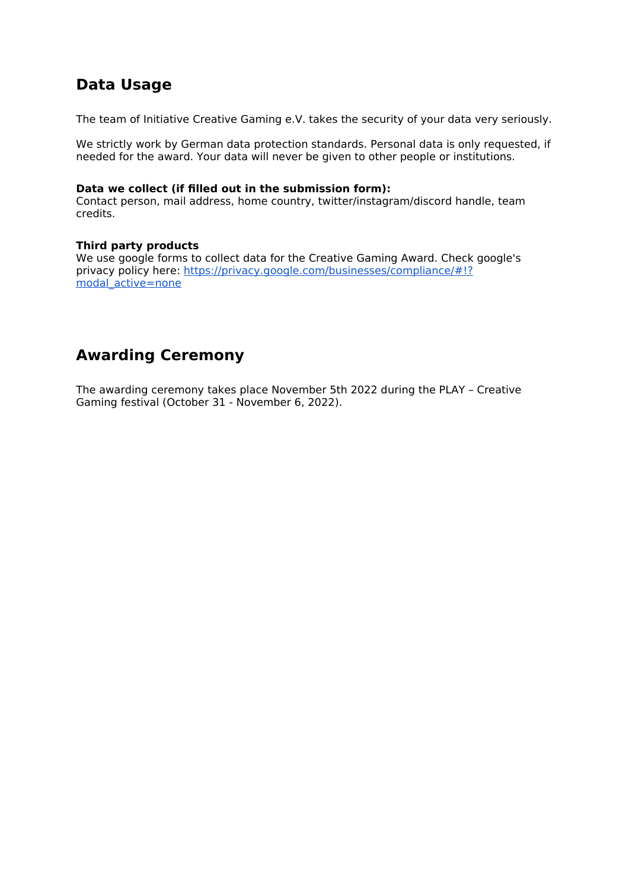## Data Usage

The team of Initiative Creative Gaming e.V. takes the security of your data very seriously.

We strictly work by German data protection standards. Personal data is only requested, if needed for the award. Your data will never be given to other people or institutions.

**Data we collect (if filled out in the submission form):**
Contact person, mail address, home country, twitter/instagram/discord handle, team credits.

**Third party products**
We use google forms to collect data for the Creative Gaming Award. Check google's privacy policy here: [https://privacy.google.com/businesses/compliance/#!?modal_active=none](https://privacy.google.com/businesses/compliance/#!?modal_active=none)

## Awarding Ceremony

The awarding ceremony takes place November 5th 2022 during the PLAY – Creative Gaming festival (October 31 - November 6, 2022).